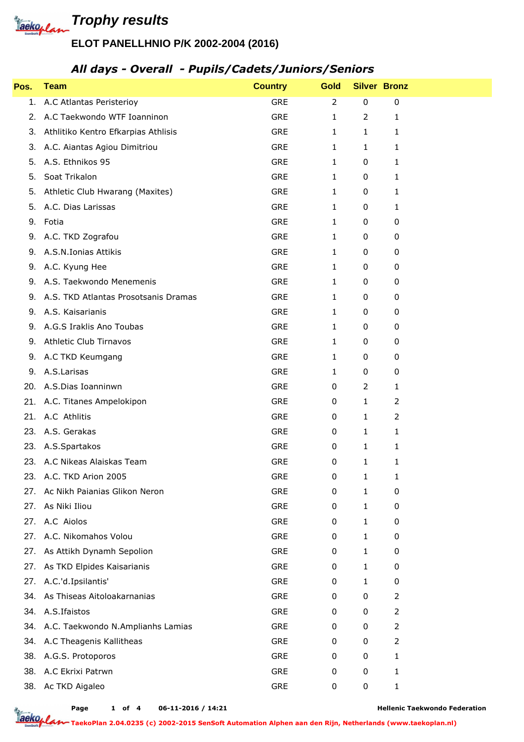# Trophy results

## ELOT PANELLHNIO P/K 2002-2004 (2016)

### *All days - Overall - Pupils/Cadets/Juniors/Seniors*

| Pos. | Team | Country | Gold | Silver | Bronz |
|---|---|---|---|---|---|
| 1. | A.C Atlantas Peristerioy | GRE | 2 | 0 | 0 |
| 2. | A.C Taekwondo WTF Ioanninon | GRE | 1 | 2 | 1 |
| 3. | Athlitiko Kentro Efkarpias Athlisis | GRE | 1 | 1 | 1 |
| 3. | A.C. Aiantas Agiou Dimitriou | GRE | 1 | 1 | 1 |
| 5. | A.S. Ethnikos 95 | GRE | 1 | 0 | 1 |
| 5. | Soat Trikalon | GRE | 1 | 0 | 1 |
| 5. | Athletic Club Hwarang (Maxites) | GRE | 1 | 0 | 1 |
| 5. | A.C. Dias Larissas | GRE | 1 | 0 | 1 |
| 9. | Fotia | GRE | 1 | 0 | 0 |
| 9. | A.C. TKD Zografou | GRE | 1 | 0 | 0 |
| 9. | A.S.N.Ionias Attikis | GRE | 1 | 0 | 0 |
| 9. | A.C. Kyung Hee | GRE | 1 | 0 | 0 |
| 9. | A.S. Taekwondo Menemenis | GRE | 1 | 0 | 0 |
| 9. | A.S. TKD Atlantas Prosotsanis Dramas | GRE | 1 | 0 | 0 |
| 9. | A.S. Kaisarianis | GRE | 1 | 0 | 0 |
| 9. | A.G.S Iraklis Ano Toubas | GRE | 1 | 0 | 0 |
| 9. | Athletic Club Tirnavos | GRE | 1 | 0 | 0 |
| 9. | A.C TKD Keumgang | GRE | 1 | 0 | 0 |
| 9. | A.S.Larisas | GRE | 1 | 0 | 0 |
| 20. | A.S.Dias Ioanninwn | GRE | 0 | 2 | 1 |
| 21. | A.C. Titanes Ampelokipon | GRE | 0 | 1 | 2 |
| 21. | A.C Athlitis | GRE | 0 | 1 | 2 |
| 23. | A.S. Gerakas | GRE | 0 | 1 | 1 |
| 23. | A.S.Spartakos | GRE | 0 | 1 | 1 |
| 23. | A.C Nikeas Alaiskas Team | GRE | 0 | 1 | 1 |
| 23. | A.C. TKD Arion 2005 | GRE | 0 | 1 | 1 |
| 27. | Ac Nikh Paianias Glikon Neron | GRE | 0 | 1 | 0 |
| 27. | As Niki Iliou | GRE | 0 | 1 | 0 |
| 27. | A.C Aiolos | GRE | 0 | 1 | 0 |
| 27. | A.C. Nikomahos Volou | GRE | 0 | 1 | 0 |
| 27. | As Attikh Dynamh Sepolion | GRE | 0 | 1 | 0 |
| 27. | As TKD Elpides Kaisarianis | GRE | 0 | 1 | 0 |
| 27. | A.C.'d.Ipsilantis' | GRE | 0 | 1 | 0 |
| 34. | As Thiseas Aitoloakarnanias | GRE | 0 | 0 | 2 |
| 34. | A.S.Ifaistos | GRE | 0 | 0 | 2 |
| 34. | A.C. Taekwondo N.Amplianhs Lamias | GRE | 0 | 0 | 2 |
| 34. | A.C Theagenis Kallitheas | GRE | 0 | 0 | 2 |
| 38. | A.G.S. Protoporos | GRE | 0 | 0 | 1 |
| 38. | A.C Ekrixi Patrwn | GRE | 0 | 0 | 1 |
| 38. | Ac TKD Aigaleo | GRE | 0 | 0 | 1 |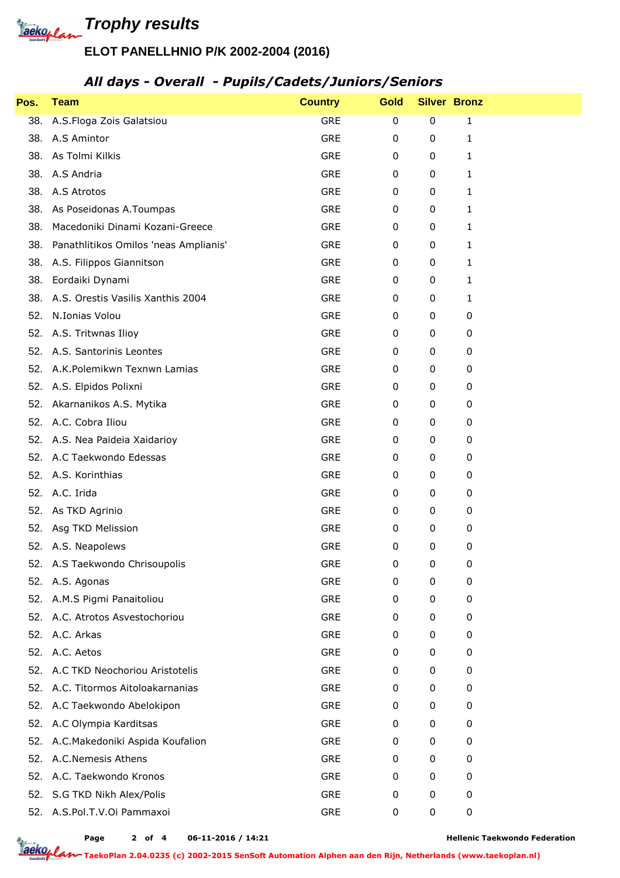# Trophy results

## ELOT PANELLHNIO P/K 2002-2004 (2016)

### *All days - Overall - Pupils/Cadets/Juniors/Seniors*

| Pos. | Team | Country | Gold | Silver | Bronz |
|---|---|---|---|---|---|
| 38. | A.S.Floga Zois Galatsiou | GRE | 0 | 0 | 1 |
| 38. | A.S Amintor | GRE | 0 | 0 | 1 |
| 38. | As Tolmi Kilkis | GRE | 0 | 0 | 1 |
| 38. | A.S Andria | GRE | 0 | 0 | 1 |
| 38. | A.S Atrotos | GRE | 0 | 0 | 1 |
| 38. | As Poseidonas A.Toumpas | GRE | 0 | 0 | 1 |
| 38. | Macedoniki Dinami Kozani-Greece | GRE | 0 | 0 | 1 |
| 38. | Panathlitikos Omilos 'neas Amplianis' | GRE | 0 | 0 | 1 |
| 38. | A.S. Filippos Giannitson | GRE | 0 | 0 | 1 |
| 38. | Eordaiki Dynami | GRE | 0 | 0 | 1 |
| 38. | A.S. Orestis Vasilis Xanthis 2004 | GRE | 0 | 0 | 1 |
| 52. | N.Ionias Volou | GRE | 0 | 0 | 0 |
| 52. | A.S. Tritwnas Ilioy | GRE | 0 | 0 | 0 |
| 52. | A.S. Santorinis Leontes | GRE | 0 | 0 | 0 |
| 52. | A.K.Polemikwn Texnwn Lamias | GRE | 0 | 0 | 0 |
| 52. | A.S. Elpidos Polixni | GRE | 0 | 0 | 0 |
| 52. | Akarnanikos A.S. Mytika | GRE | 0 | 0 | 0 |
| 52. | A.C. Cobra Iliou | GRE | 0 | 0 | 0 |
| 52. | A.S. Nea Paideia Xaidarioy | GRE | 0 | 0 | 0 |
| 52. | A.C Taekwondo Edessas | GRE | 0 | 0 | 0 |
| 52. | A.S. Korinthias | GRE | 0 | 0 | 0 |
| 52. | A.C. Irida | GRE | 0 | 0 | 0 |
| 52. | As TKD Agrinio | GRE | 0 | 0 | 0 |
| 52. | Asg TKD Melission | GRE | 0 | 0 | 0 |
| 52. | A.S. Neapolews | GRE | 0 | 0 | 0 |
| 52. | A.S Taekwondo Chrisoupolis | GRE | 0 | 0 | 0 |
| 52. | A.S. Agonas | GRE | 0 | 0 | 0 |
| 52. | A.M.S Pigmi Panaitoliou | GRE | 0 | 0 | 0 |
| 52. | A.C. Atrotos Asvestochoriou | GRE | 0 | 0 | 0 |
| 52. | A.C. Arkas | GRE | 0 | 0 | 0 |
| 52. | A.C. Aetos | GRE | 0 | 0 | 0 |
| 52. | A.C TKD Neochoriou Aristotelis | GRE | 0 | 0 | 0 |
| 52. | A.C. Titormos Aitoloakarnanias | GRE | 0 | 0 | 0 |
| 52. | A.C Taekwondo Abelokipon | GRE | 0 | 0 | 0 |
| 52. | A.C Olympia Karditsas | GRE | 0 | 0 | 0 |
| 52. | A.C.Makedoniki Aspida Koufalion | GRE | 0 | 0 | 0 |
| 52. | A.C.Nemesis Athens | GRE | 0 | 0 | 0 |
| 52. | A.C. Taekwondo Kronos | GRE | 0 | 0 | 0 |
| 52. | S.G TKD Nikh Alex/Polis | GRE | 0 | 0 | 0 |
| 52. | A.S.Pol.T.V.Oi Pammaxoi | GRE | 0 | 0 | 0 |

06-11-2016 / 14:21 — Hellenic Taekwondo Federation

TaekoPlan 2.04.0235 (c) 2002-2015 SenSoft Automation Alphen aan den Rijn, Netherlands (www.taekoplan.nl)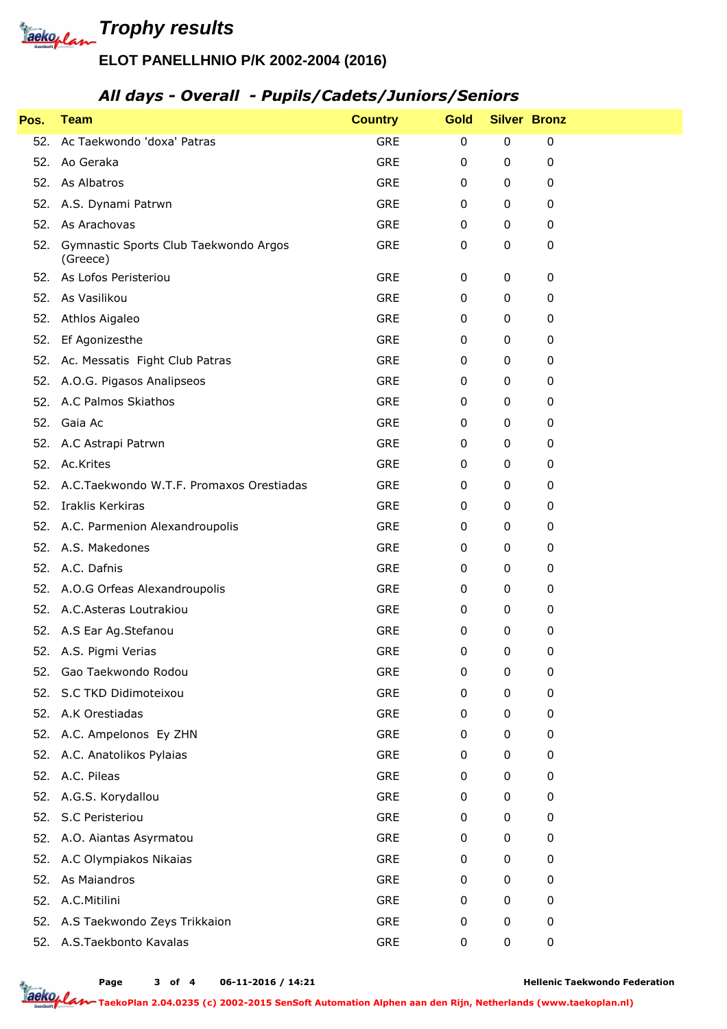# *Trophy results*

## ELOT PANELLHNIO P/K 2002-2004 (2016)

### *All days - Overall - Pupils/Cadets/Juniors/Seniors*

| Pos. | Team | Country | Gold | Silver | Bronz |
|---|---|---|---|---|---|
| 52. | Ac Taekwondo 'doxa' Patras | GRE | 0 | 0 | 0 |
| 52. | Ao Geraka | GRE | 0 | 0 | 0 |
| 52. | As Albatros | GRE | 0 | 0 | 0 |
| 52. | A.S. Dynami Patrwn | GRE | 0 | 0 | 0 |
| 52. | As Arachovas | GRE | 0 | 0 | 0 |
| 52. | Gymnastic Sports Club Taekwondo Argos (Greece) | GRE | 0 | 0 | 0 |
| 52. | As Lofos Peristeriou | GRE | 0 | 0 | 0 |
| 52. | As Vasilikou | GRE | 0 | 0 | 0 |
| 52. | Athlos Aigaleo | GRE | 0 | 0 | 0 |
| 52. | Ef Agonizesthe | GRE | 0 | 0 | 0 |
| 52. | Ac. Messatis Fight Club Patras | GRE | 0 | 0 | 0 |
| 52. | A.O.G. Pigasos Analipseos | GRE | 0 | 0 | 0 |
| 52. | A.C Palmos Skiathos | GRE | 0 | 0 | 0 |
| 52. | Gaia Ac | GRE | 0 | 0 | 0 |
| 52. | A.C Astrapi Patrwn | GRE | 0 | 0 | 0 |
| 52. | Ac.Krites | GRE | 0 | 0 | 0 |
| 52. | A.C.Taekwondo W.T.F. Promaxos Orestiadas | GRE | 0 | 0 | 0 |
| 52. | Iraklis Kerkiras | GRE | 0 | 0 | 0 |
| 52. | A.C. Parmenion Alexandroupolis | GRE | 0 | 0 | 0 |
| 52. | A.S. Makedones | GRE | 0 | 0 | 0 |
| 52. | A.C. Dafnis | GRE | 0 | 0 | 0 |
| 52. | A.O.G Orfeas Alexandroupolis | GRE | 0 | 0 | 0 |
| 52. | A.C.Asteras Loutrakiou | GRE | 0 | 0 | 0 |
| 52. | A.S Ear Ag.Stefanou | GRE | 0 | 0 | 0 |
| 52. | A.S. Pigmi Verias | GRE | 0 | 0 | 0 |
| 52. | Gao Taekwondo Rodou | GRE | 0 | 0 | 0 |
| 52. | S.C TKD Didimoteixou | GRE | 0 | 0 | 0 |
| 52. | A.K Orestiadas | GRE | 0 | 0 | 0 |
| 52. | A.C. Ampelonos Ey ZHN | GRE | 0 | 0 | 0 |
| 52. | A.C. Anatolikos Pylaias | GRE | 0 | 0 | 0 |
| 52. | A.C. Pileas | GRE | 0 | 0 | 0 |
| 52. | A.G.S. Korydallou | GRE | 0 | 0 | 0 |
| 52. | S.C Peristeriou | GRE | 0 | 0 | 0 |
| 52. | A.O. Aiantas Asyrmatou | GRE | 0 | 0 | 0 |
| 52. | A.C Olympiakos Nikaias | GRE | 0 | 0 | 0 |
| 52. | As Maiandros | GRE | 0 | 0 | 0 |
| 52. | A.C.Mitilini | GRE | 0 | 0 | 0 |
| 52. | A.S Taekwondo Zeys Trikkaion | GRE | 0 | 0 | 0 |
| 52. | A.S.Taekbonto Kavalas | GRE | 0 | 0 | 0 |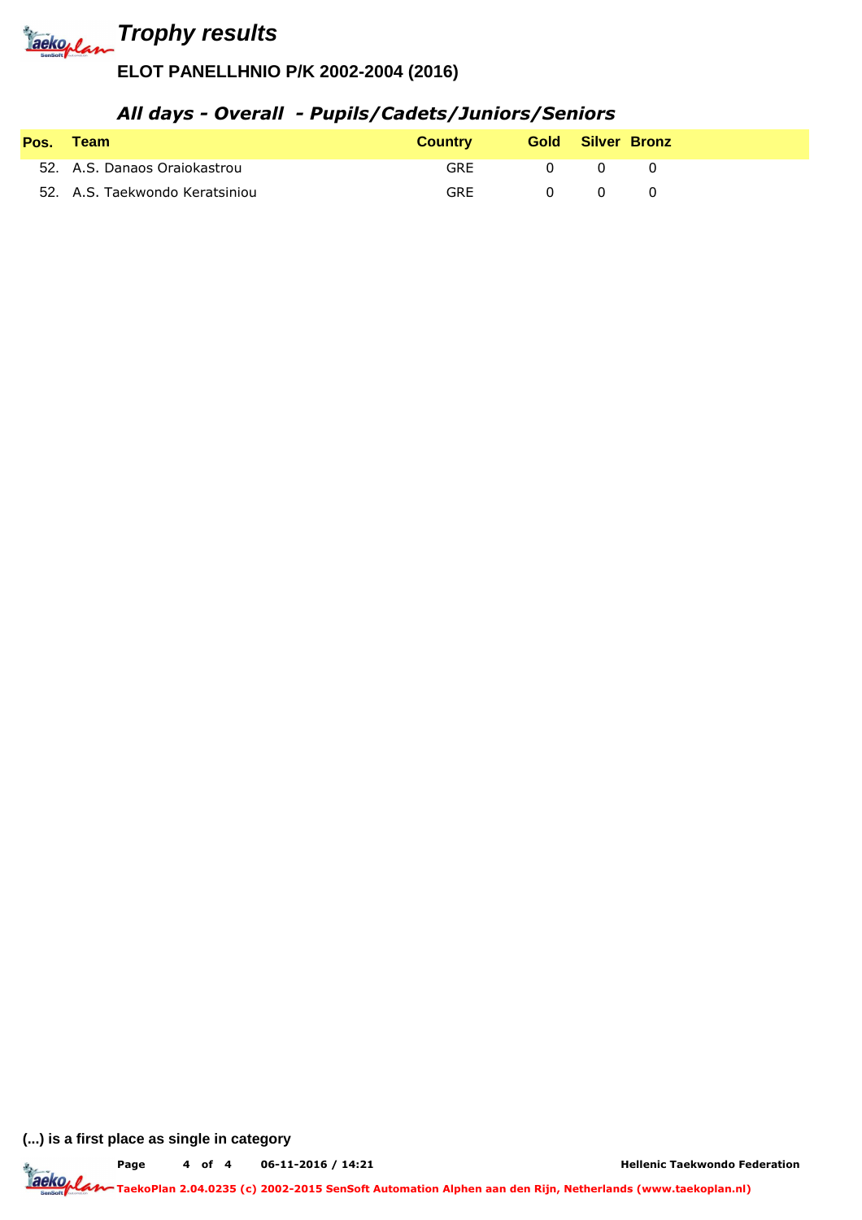# Trophy results

## ELOT PANELLHNIO P/K 2002-2004 (2016)

### *All days - Overall - Pupils/Cadets/Juniors/Seniors*

| Pos. | Team | Country | Gold | Silver | Bronz |
|---|---|---|---|---|---|
| 52. | A.S. Danaos Oraiokastrou | GRE | 0 | 0 | 0 |
| 52. | A.S. Taekwondo Keratsiniou | GRE | 0 | 0 | 0 |

**(...) is a first place as single in category**